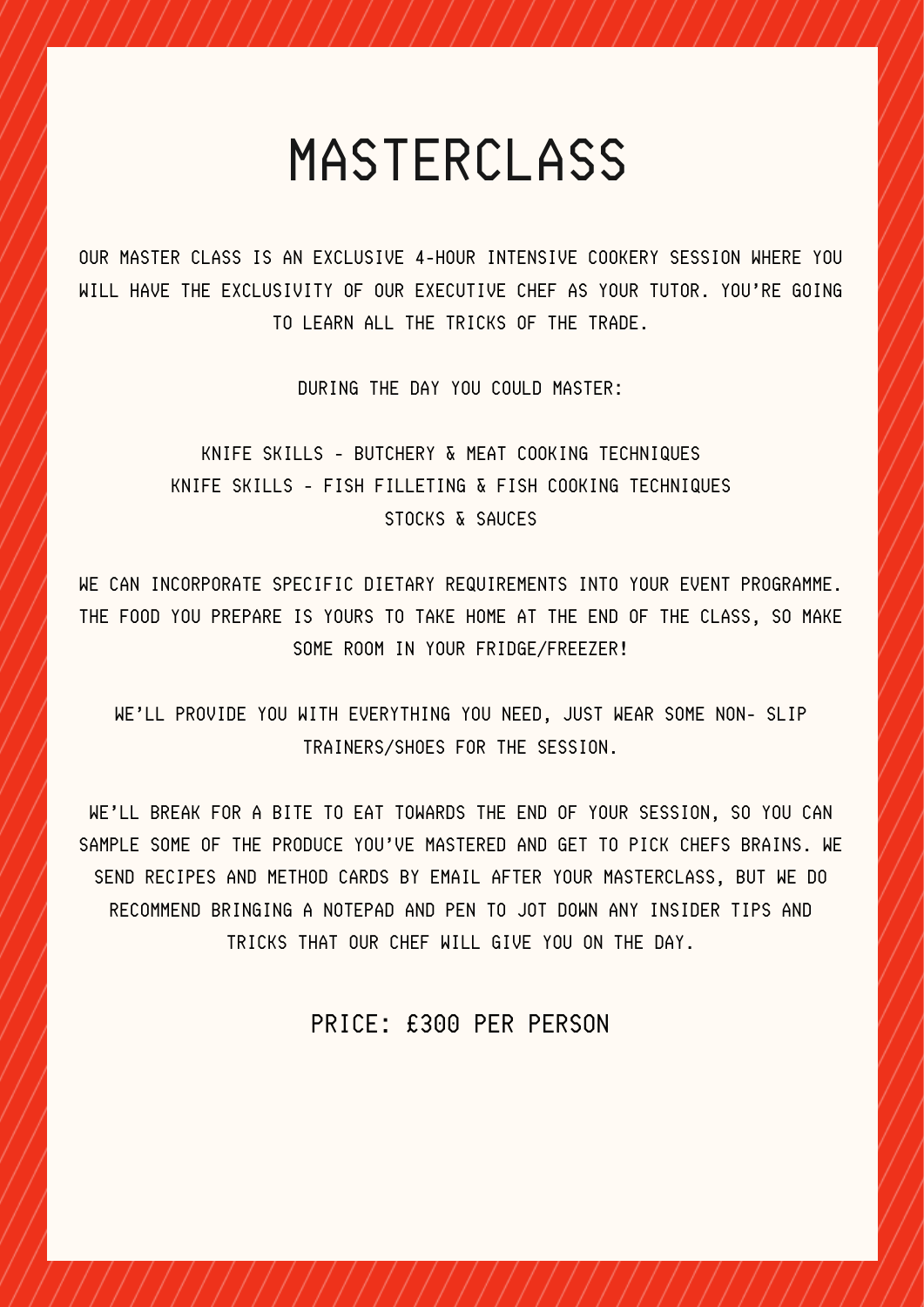# MASTERCLASS

OUR MASTER CLASS IS AN EXCLUSIVE 4-HOUR INTENSIVE COOKERY SESSION WHERE YOU WILL HAVE THE EXCLUSIVITY OF OUR EXECUTIVE CHEF AS YOUR TUTOR. YOU'RE GOING TO LEARN ALL THE TRICKS OF THE TRADE.

DURING THE DAY YOU COULD MASTER:

KNIFE SKILLS - BUTCHERY & MEAT COOKING TECHNIQUES
KNIFE SKILLS - FISH FILLETING & FISH COOKING TECHNIQUES
STOCKS & SAUCES

WE CAN INCORPORATE SPECIFIC DIETARY REQUIREMENTS INTO YOUR EVENT PROGRAMME. THE FOOD YOU PREPARE IS YOURS TO TAKE HOME AT THE END OF THE CLASS, SO MAKE SOME ROOM IN YOUR FRIDGE/FREEZER!

WE'LL PROVIDE YOU WITH EVERYTHING YOU NEED, JUST WEAR SOME NON- SLIP TRAINERS/SHOES FOR THE SESSION.

WE'LL BREAK FOR A BITE TO EAT TOWARDS THE END OF YOUR SESSION, SO YOU CAN SAMPLE SOME OF THE PRODUCE YOU'VE MASTERED AND GET TO PICK CHEFS BRAINS. WE SEND RECIPES AND METHOD CARDS BY EMAIL AFTER YOUR MASTERCLASS, BUT WE DO RECOMMEND BRINGING A NOTEPAD AND PEN TO JOT DOWN ANY INSIDER TIPS AND TRICKS THAT OUR CHEF WILL GIVE YOU ON THE DAY.

PRICE: £300 PER PERSON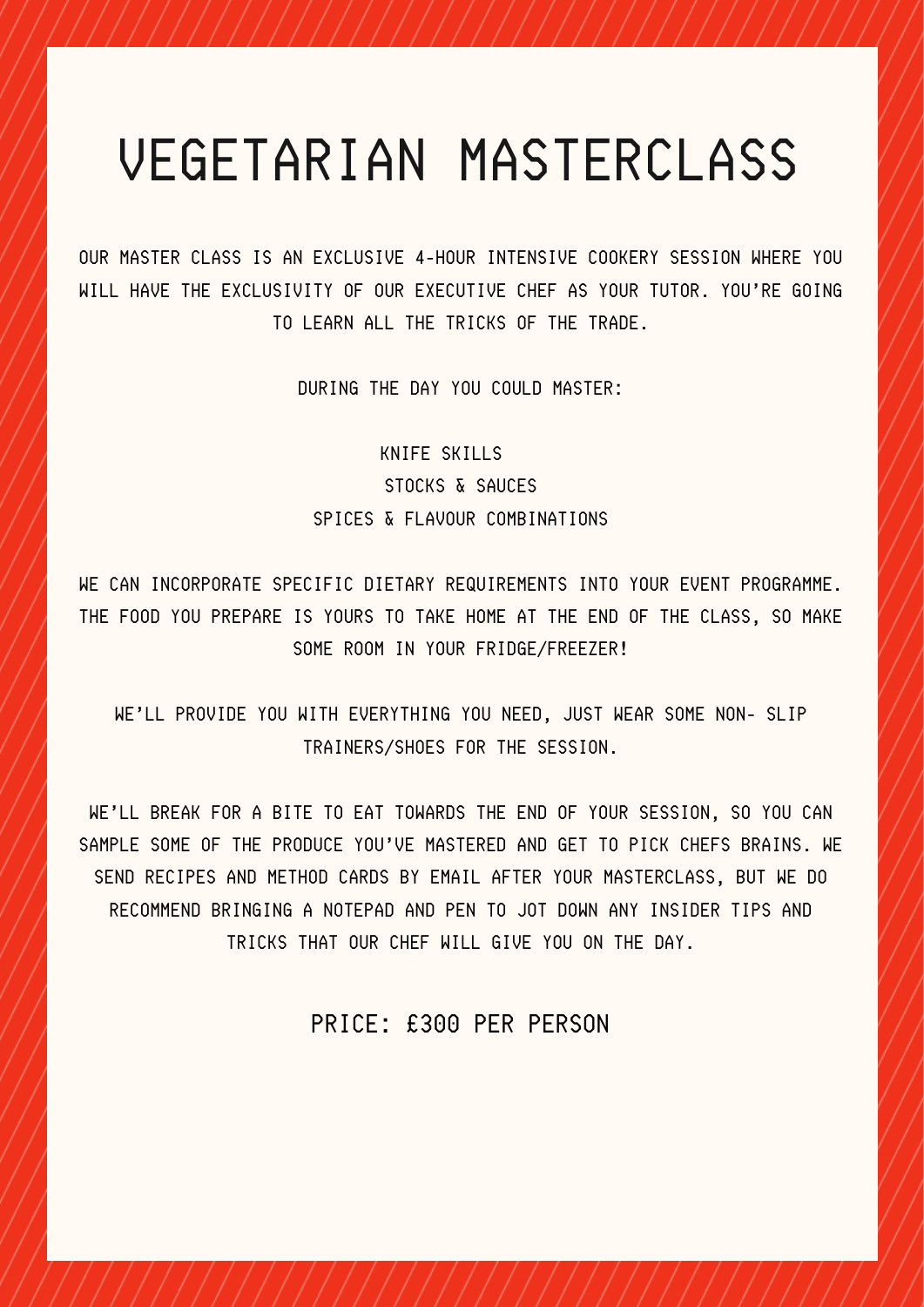# VEGETARIAN MASTERCLASS

OUR MASTER CLASS IS AN EXCLUSIVE 4-HOUR INTENSIVE COOKERY SESSION WHERE YOU WILL HAVE THE EXCLUSIVITY OF OUR EXECUTIVE CHEF AS YOUR TUTOR. YOU'RE GOING TO LEARN ALL THE TRICKS OF THE TRADE.

DURING THE DAY YOU COULD MASTER:

KNIFE SKILLS
STOCKS & SAUCES
SPICES & FLAVOUR COMBINATIONS

WE CAN INCORPORATE SPECIFIC DIETARY REQUIREMENTS INTO YOUR EVENT PROGRAMME. THE FOOD YOU PREPARE IS YOURS TO TAKE HOME AT THE END OF THE CLASS, SO MAKE SOME ROOM IN YOUR FRIDGE/FREEZER!

WE'LL PROVIDE YOU WITH EVERYTHING YOU NEED, JUST WEAR SOME NON- SLIP TRAINERS/SHOES FOR THE SESSION.

WE'LL BREAK FOR A BITE TO EAT TOWARDS THE END OF YOUR SESSION, SO YOU CAN SAMPLE SOME OF THE PRODUCE YOU'VE MASTERED AND GET TO PICK CHEFS BRAINS. WE SEND RECIPES AND METHOD CARDS BY EMAIL AFTER YOUR MASTERCLASS, BUT WE DO RECOMMEND BRINGING A NOTEPAD AND PEN TO JOT DOWN ANY INSIDER TIPS AND TRICKS THAT OUR CHEF WILL GIVE YOU ON THE DAY.

PRICE: £300 PER PERSON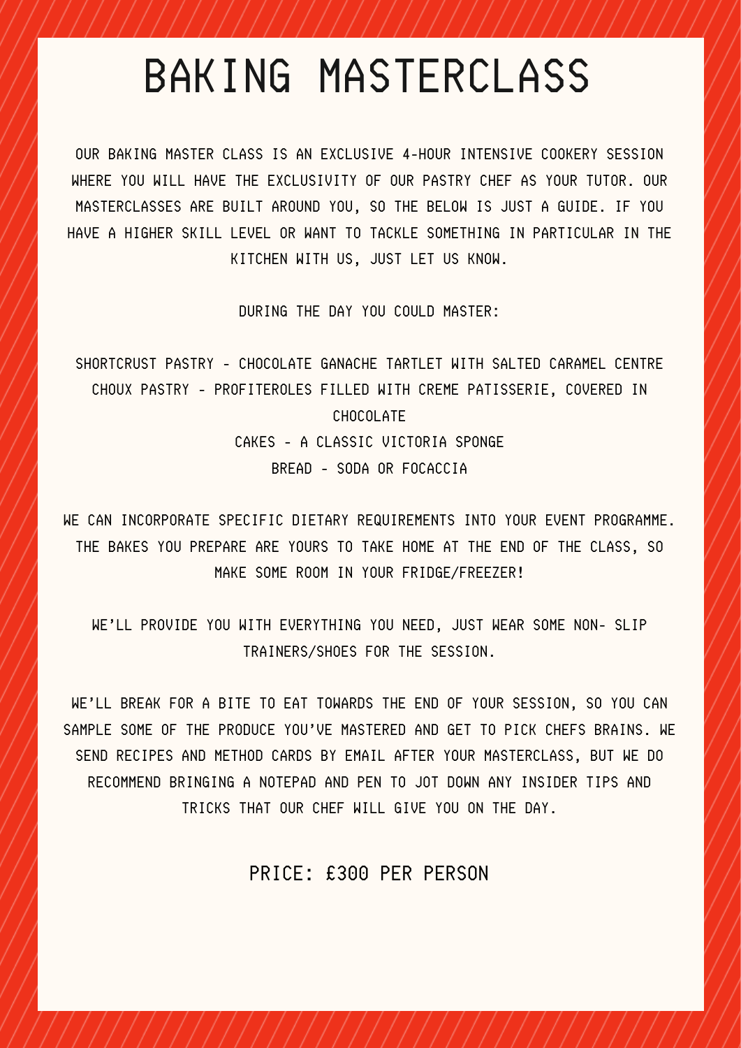# BAKING MASTERCLASS

OUR BAKING MASTER CLASS IS AN EXCLUSIVE 4-HOUR INTENSIVE COOKERY SESSION WHERE YOU WILL HAVE THE EXCLUSIVITY OF OUR PASTRY CHEF AS YOUR TUTOR. OUR MASTERCLASSES ARE BUILT AROUND YOU, SO THE BELOW IS JUST A GUIDE. IF YOU HAVE A HIGHER SKILL LEVEL OR WANT TO TACKLE SOMETHING IN PARTICULAR IN THE KITCHEN WITH US, JUST LET US KNOW.

DURING THE DAY YOU COULD MASTER:

SHORTCRUST PASTRY - CHOCOLATE GANACHE TARTLET WITH SALTED CARAMEL CENTRE
CHOUX PASTRY - PROFITEROLES FILLED WITH CREME PATISSERIE, COVERED IN CHOCOLATE
CAKES - A CLASSIC VICTORIA SPONGE
BREAD - SODA OR FOCACCIA

WE CAN INCORPORATE SPECIFIC DIETARY REQUIREMENTS INTO YOUR EVENT PROGRAMME. THE BAKES YOU PREPARE ARE YOURS TO TAKE HOME AT THE END OF THE CLASS, SO MAKE SOME ROOM IN YOUR FRIDGE/FREEZER!

WE'LL PROVIDE YOU WITH EVERYTHING YOU NEED, JUST WEAR SOME NON- SLIP TRAINERS/SHOES FOR THE SESSION.

WE'LL BREAK FOR A BITE TO EAT TOWARDS THE END OF YOUR SESSION, SO YOU CAN SAMPLE SOME OF THE PRODUCE YOU'VE MASTERED AND GET TO PICK CHEFS BRAINS. WE SEND RECIPES AND METHOD CARDS BY EMAIL AFTER YOUR MASTERCLASS, BUT WE DO RECOMMEND BRINGING A NOTEPAD AND PEN TO JOT DOWN ANY INSIDER TIPS AND TRICKS THAT OUR CHEF WILL GIVE YOU ON THE DAY.

PRICE: £300 PER PERSON